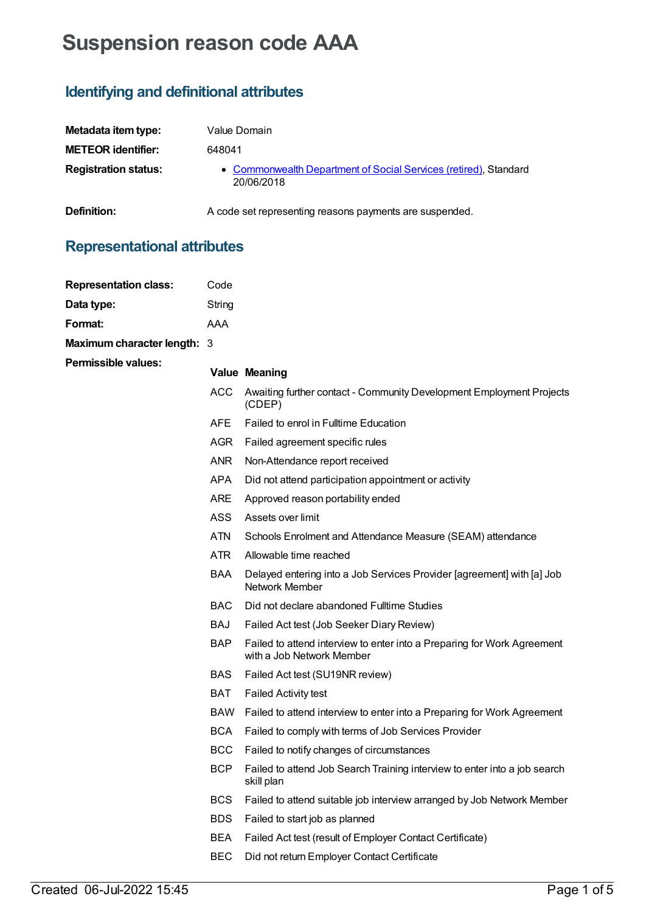# Suspension reason code AAA

## Identifying and definitional attributes

| | |
|---|---|
| **Metadata item type:** | Value Domain |
| **METEOR identifier:** | 648041 |
| **Registration status:** | • Commonwealth Department of Social Services (retired), Standard 20/06/2018 |
| **Definition:** | A code set representing reasons payments are suspended. |

## Representational attributes

| | |
|---|---|
| **Representation class:** | Code |
| **Data type:** | String |
| **Format:** | AAA |
| **Maximum character length:** | 3 |

**Permissible values:**

| Value | Meaning |
|---|---|
| ACC | Awaiting further contact - Community Development Employment Projects (CDEP) |
| AFE | Failed to enrol in Fulltime Education |
| AGR | Failed agreement specific rules |
| ANR | Non-Attendance report received |
| APA | Did not attend participation appointment or activity |
| ARE | Approved reason portability ended |
| ASS | Assets over limit |
| ATN | Schools Enrolment and Attendance Measure (SEAM) attendance |
| ATR | Allowable time reached |
| BAA | Delayed entering into a Job Services Provider [agreement] with [a] Job Network Member |
| BAC | Did not declare abandoned Fulltime Studies |
| BAJ | Failed Act test (Job Seeker Diary Review) |
| BAP | Failed to attend interview to enter into a Preparing for Work Agreement with a Job Network Member |
| BAS | Failed Act test (SU19NR review) |
| BAT | Failed Activity test |
| BAW | Failed to attend interview to enter into a Preparing for Work Agreement |
| BCA | Failed to comply with terms of Job Services Provider |
| BCC | Failed to notify changes of circumstances |
| BCP | Failed to attend Job Search Training interview to enter into a job search skill plan |
| BCS | Failed to attend suitable job interview arranged by Job Network Member |
| BDS | Failed to start job as planned |
| BEA | Failed Act test (result of Employer Contact Certificate) |
| BEC | Did not return Employer Contact Certificate |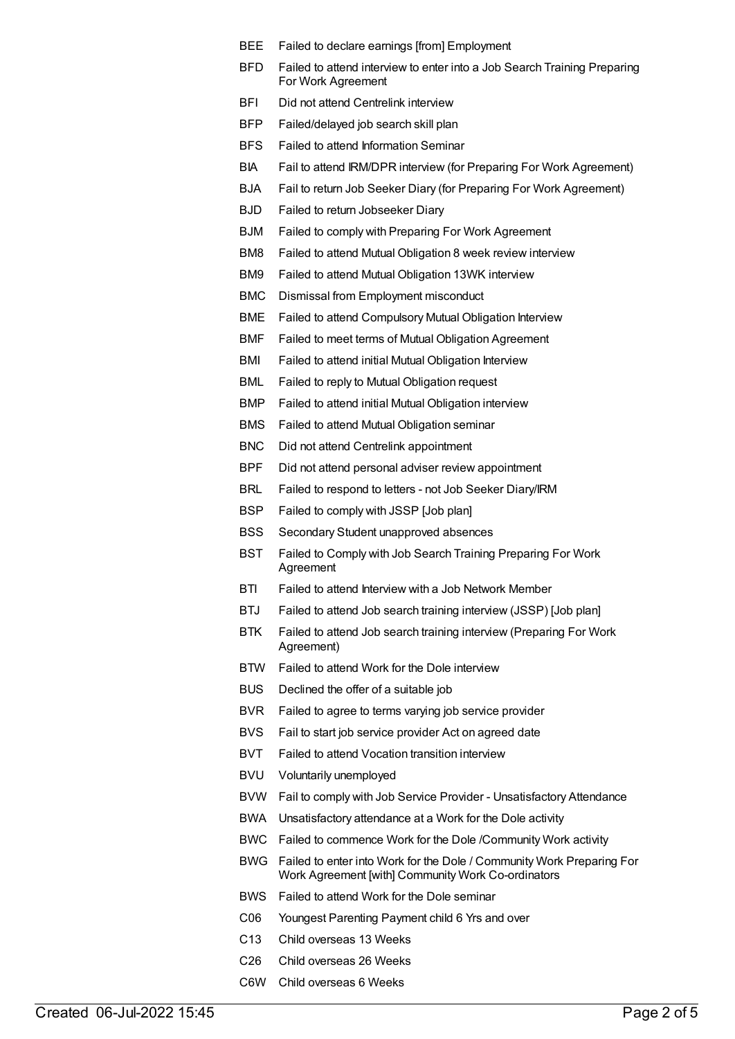| | |
|---|---|
| BEE | Failed to declare earnings [from] Employment |
| BFD | Failed to attend interview to enter into a Job Search Training Preparing For Work Agreement |
| BFI | Did not attend Centrelink interview |
| BFP | Failed/delayed job search skill plan |
| BFS | Failed to attend Information Seminar |
| BIA | Fail to attend IRM/DPR interview (for Preparing For Work Agreement) |
| BJA | Fail to return Job Seeker Diary (for Preparing For Work Agreement) |
| BJD | Failed to return Jobseeker Diary |
| BJM | Failed to comply with Preparing For Work Agreement |
| BM8 | Failed to attend Mutual Obligation 8 week review interview |
| BM9 | Failed to attend Mutual Obligation 13WK interview |
| BMC | Dismissal from Employment misconduct |
| BME | Failed to attend Compulsory Mutual Obligation Interview |
| BMF | Failed to meet terms of Mutual Obligation Agreement |
| BMI | Failed to attend initial Mutual Obligation Interview |
| BML | Failed to reply to Mutual Obligation request |
| BMP | Failed to attend initial Mutual Obligation interview |
| BMS | Failed to attend Mutual Obligation seminar |
| BNC | Did not attend Centrelink appointment |
| BPF | Did not attend personal adviser review appointment |
| BRL | Failed to respond to letters - not Job Seeker Diary/IRM |
| BSP | Failed to comply with JSSP [Job plan] |
| BSS | Secondary Student unapproved absences |
| BST | Failed to Comply with Job Search Training Preparing For Work Agreement |
| BTI | Failed to attend Interview with a Job Network Member |
| BTJ | Failed to attend Job search training interview (JSSP) [Job plan] |
| BTK | Failed to attend Job search training interview (Preparing For Work Agreement) |
| BTW | Failed to attend Work for the Dole interview |
| BUS | Declined the offer of a suitable job |
| BVR | Failed to agree to terms varying job service provider |
| BVS | Fail to start job service provider Act on agreed date |
| BVT | Failed to attend Vocation transition interview |
| BVU | Voluntarily unemployed |
| BVW | Fail to comply with Job Service Provider - Unsatisfactory Attendance |
| BWA | Unsatisfactory attendance at a Work for the Dole activity |
| BWC | Failed to commence Work for the Dole /Community Work activity |
| BWG | Failed to enter into Work for the Dole / Community Work Preparing For Work Agreement [with] Community Work Co-ordinators |
| BWS | Failed to attend Work for the Dole seminar |
| C06 | Youngest Parenting Payment child 6 Yrs and over |
| C13 | Child overseas 13 Weeks |
| C26 | Child overseas 26 Weeks |
| C6W | Child overseas 6 Weeks |

Created 06-Jul-2022 15:45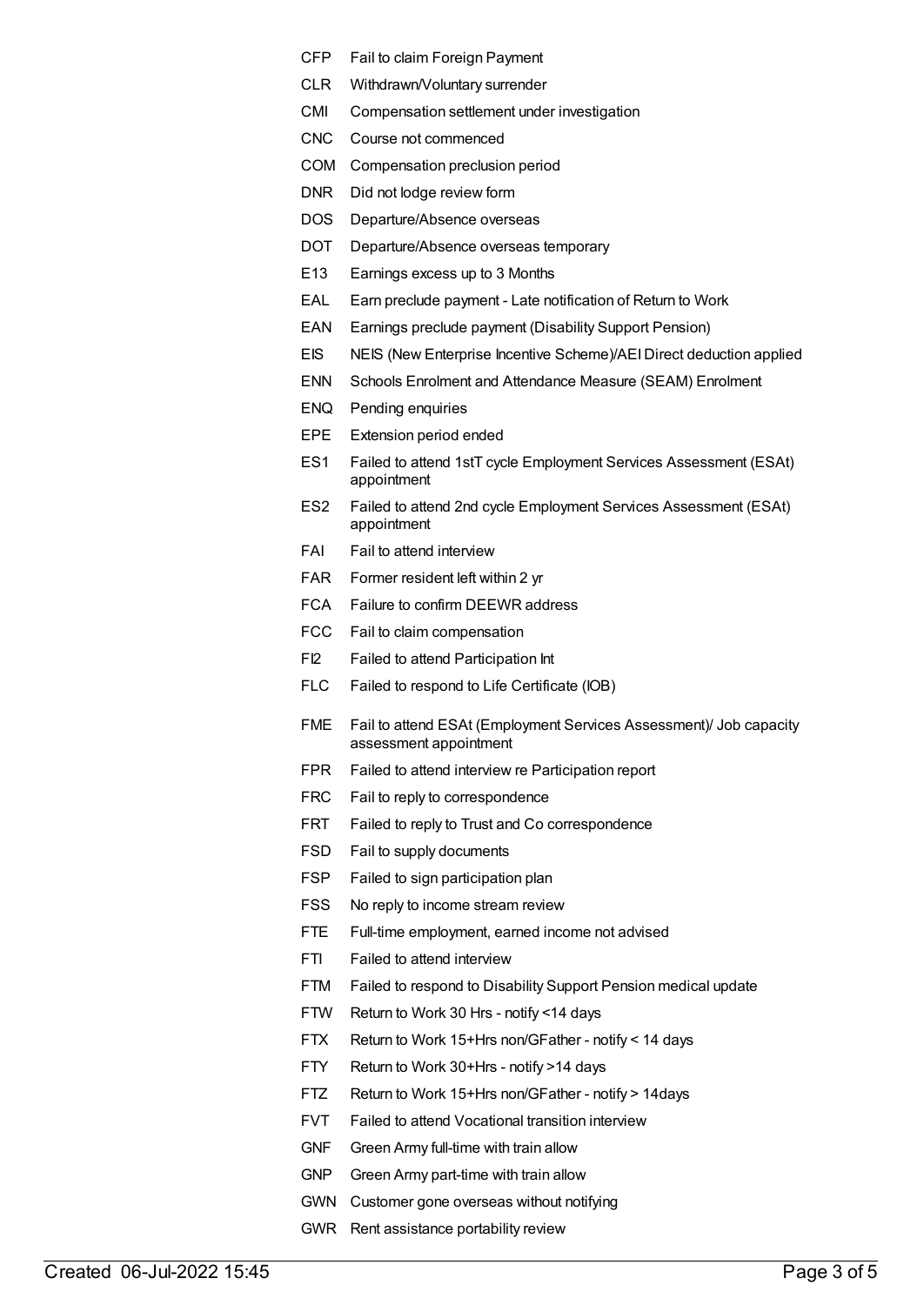| | |
|---|---|
| CFP | Fail to claim Foreign Payment |
| CLR | Withdrawn/Voluntary surrender |
| CMI | Compensation settlement under investigation |
| CNC | Course not commenced |
| COM | Compensation preclusion period |
| DNR | Did not lodge review form |
| DOS | Departure/Absence overseas |
| DOT | Departure/Absence overseas temporary |
| E13 | Earnings excess up to 3 Months |
| EAL | Earn preclude payment - Late notification of Return to Work |
| EAN | Earnings preclude payment (Disability Support Pension) |
| EIS | NEIS (New Enterprise Incentive Scheme)/AEI Direct deduction applied |
| ENN | Schools Enrolment and Attendance Measure (SEAM) Enrolment |
| ENQ | Pending enquiries |
| EPE | Extension period ended |
| ES1 | Failed to attend 1stT cycle Employment Services Assessment (ESAt) appointment |
| ES2 | Failed to attend 2nd cycle Employment Services Assessment (ESAt) appointment |
| FAI | Fail to attend interview |
| FAR | Former resident left within 2 yr |
| FCA | Failure to confirm DEEWR address |
| FCC | Fail to claim compensation |
| FI2 | Failed to attend Participation Int |
| FLC | Failed to respond to Life Certificate (IOB) |
| FME | Fail to attend ESAt (Employment Services Assessment)/ Job capacity assessment appointment |
| FPR | Failed to attend interview re Participation report |
| FRC | Fail to reply to correspondence |
| FRT | Failed to reply to Trust and Co correspondence |
| FSD | Fail to supply documents |
| FSP | Failed to sign participation plan |
| FSS | No reply to income stream review |
| FTE | Full-time employment, earned income not advised |
| FTI | Failed to attend interview |
| FTM | Failed to respond to Disability Support Pension medical update |
| FTW | Return to Work 30 Hrs - notify <14 days |
| FTX | Return to Work 15+Hrs non/GFather - notify < 14 days |
| FTY | Return to Work 30+Hrs - notify >14 days |
| FTZ | Return to Work 15+Hrs non/GFather - notify > 14days |
| FVT | Failed to attend Vocational transition interview |
| GNF | Green Army full-time with train allow |
| GNP | Green Army part-time with train allow |
| GWN | Customer gone overseas without notifying |
| GWR | Rent assistance portability review |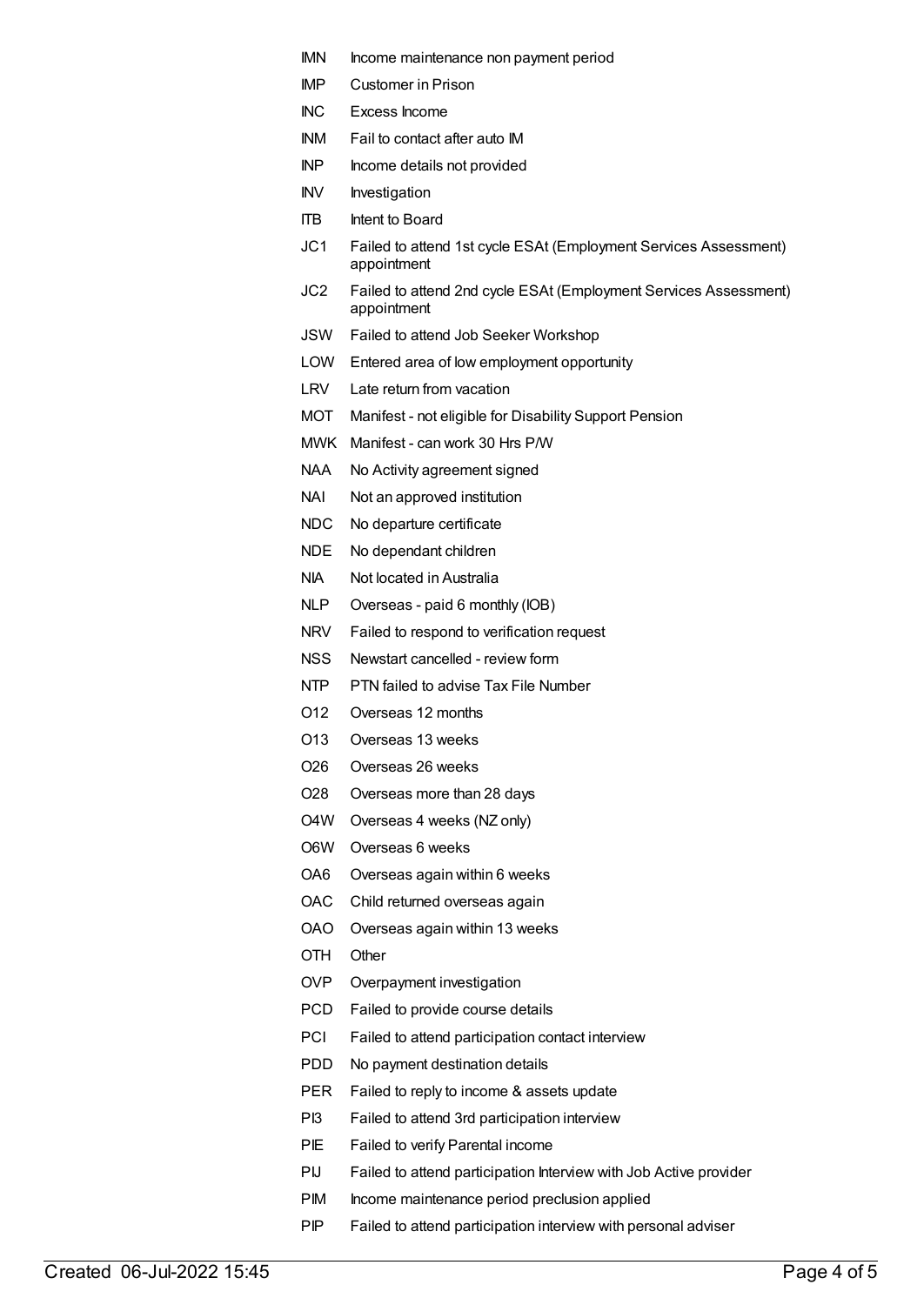| | |
|---|---|
| IMN | Income maintenance non payment period |
| IMP | Customer in Prison |
| INC | Excess Income |
| INM | Fail to contact after auto IM |
| INP | Income details not provided |
| INV | Investigation |
| ITB | Intent to Board |
| JC1 | Failed to attend 1st cycle ESAt (Employment Services Assessment) appointment |
| JC2 | Failed to attend 2nd cycle ESAt (Employment Services Assessment) appointment |
| JSW | Failed to attend Job Seeker Workshop |
| LOW | Entered area of low employment opportunity |
| LRV | Late return from vacation |
| MOT | Manifest - not eligible for Disability Support Pension |
| MWK | Manifest - can work 30 Hrs P/W |
| NAA | No Activity agreement signed |
| NAI | Not an approved institution |
| NDC | No departure certificate |
| NDE | No dependant children |
| NIA | Not located in Australia |
| NLP | Overseas - paid 6 monthly (IOB) |
| NRV | Failed to respond to verification request |
| NSS | Newstart cancelled - review form |
| NTP | PTN failed to advise Tax File Number |
| O12 | Overseas 12 months |
| O13 | Overseas 13 weeks |
| O26 | Overseas 26 weeks |
| O28 | Overseas more than 28 days |
| O4W | Overseas 4 weeks (NZ only) |
| O6W | Overseas 6 weeks |
| OA6 | Overseas again within 6 weeks |
| OAC | Child returned overseas again |
| OAO | Overseas again within 13 weeks |
| OTH | Other |
| OVP | Overpayment investigation |
| PCD | Failed to provide course details |
| PCI | Failed to attend participation contact interview |
| PDD | No payment destination details |
| PER | Failed to reply to income & assets update |
| PI3 | Failed to attend 3rd participation interview |
| PIE | Failed to verify Parental income |
| PIJ | Failed to attend participation Interview with Job Active provider |
| PIM | Income maintenance period preclusion applied |
| PIP | Failed to attend participation interview with personal adviser |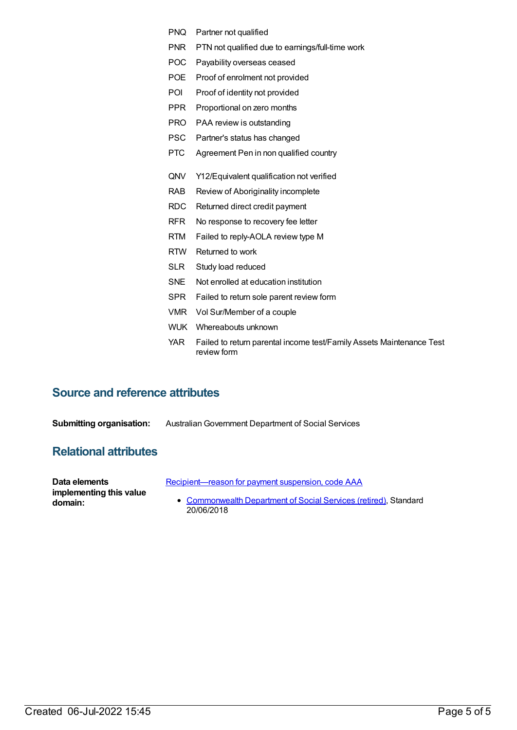| | |
|---|---|
| PNQ | Partner not qualified |
| PNR | PTN not qualified due to earnings/full-time work |
| POC | Payability overseas ceased |
| POE | Proof of enrolment not provided |
| POI | Proof of identity not provided |
| PPR | Proportional on zero months |
| PRO | PAA review is outstanding |
| PSC | Partner's status has changed |
| PTC | Agreement Pen in non qualified country |
| QNV | Y12/Equivalent qualification not verified |
| RAB | Review of Aboriginality incomplete |
| RDC | Returned direct credit payment |
| RFR | No response to recovery fee letter |
| RTM | Failed to reply-AOLA review type M |
| RTW | Returned to work |
| SLR | Study load reduced |
| SNE | Not enrolled at education institution |
| SPR | Failed to return sole parent review form |
| VMR | Vol Sur/Member of a couple |
| WUK | Whereabouts unknown |
| YAR | Failed to return parental income test/Family Assets Maintenance Test review form |

## Source and reference attributes

**Submitting organisation:** Australian Government Department of Social Services

## Relational attributes

**Data elements implementing this value domain:** Recipient—reason for payment suspension, code AAA

- Commonwealth Department of Social Services (retired), Standard 20/06/2018